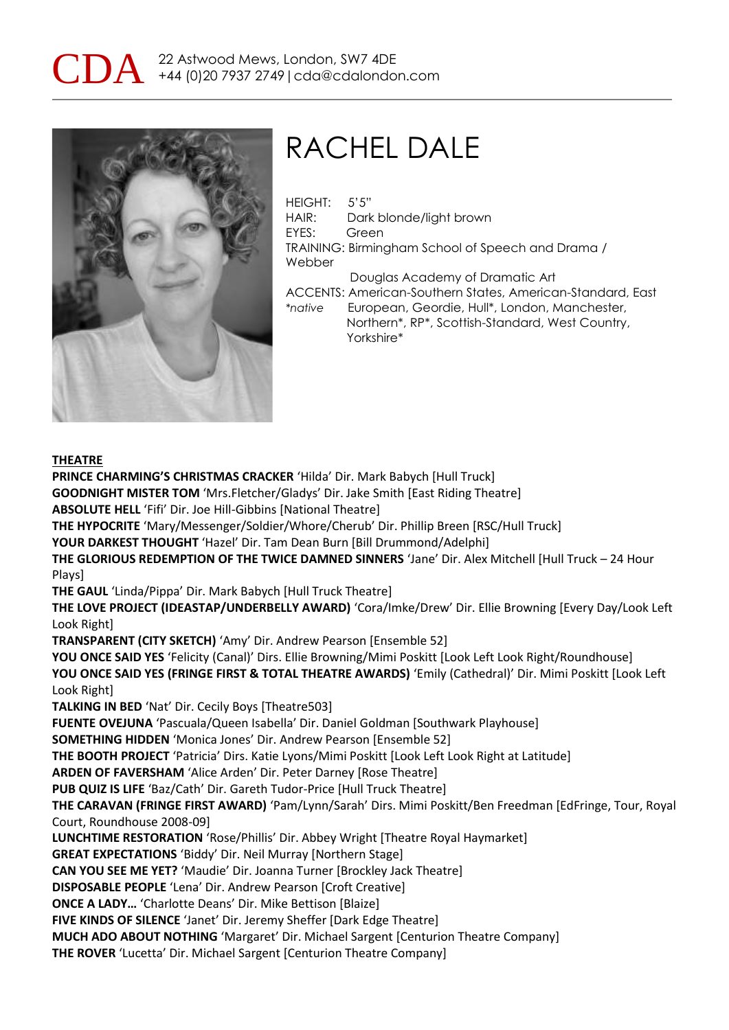CDA 22 Astwood Mews, London, SW7 4DE
+44 (0)20 7937 2749 | cda@cdalondon.com

# RACHEL DALE

HEIGHT: 5'5"
HAIR: Dark blonde/light brown
EYES: Green
TRAINING: Birmingham School of Speech and Drama / Webber Douglas Academy of Dramatic Art
ACCENTS: American-Southern States, American-Standard, East European, Geordie, Hull*, London, Manchester, Northern*, RP*, Scottish-Standard, West Country, Yorkshire*
*\*native*

## THEATRE

**PRINCE CHARMING'S CHRISTMAS CRACKER** 'Hilda' Dir. Mark Babych [Hull Truck]
**GOODNIGHT MISTER TOM** 'Mrs.Fletcher/Gladys' Dir. Jake Smith [East Riding Theatre]
**ABSOLUTE HELL** 'Fifi' Dir. Joe Hill-Gibbins [National Theatre]
**THE HYPOCRITE** 'Mary/Messenger/Soldier/Whore/Cherub' Dir. Phillip Breen [RSC/Hull Truck]
**YOUR DARKEST THOUGHT** 'Hazel' Dir. Tam Dean Burn [Bill Drummond/Adelphi]
**THE GLORIOUS REDEMPTION OF THE TWICE DAMNED SINNERS** 'Jane' Dir. Alex Mitchell [Hull Truck – 24 Hour Plays]
**THE GAUL** 'Linda/Pippa' Dir. Mark Babych [Hull Truck Theatre]
**THE LOVE PROJECT (IDEASTAP/UNDERBELLY AWARD)** 'Cora/Imke/Drew' Dir. Ellie Browning [Every Day/Look Left Look Right]
**TRANSPARENT (CITY SKETCH)** 'Amy' Dir. Andrew Pearson [Ensemble 52]
**YOU ONCE SAID YES** 'Felicity (Canal)' Dirs. Ellie Browning/Mimi Poskitt [Look Left Look Right/Roundhouse]
**YOU ONCE SAID YES (FRINGE FIRST & TOTAL THEATRE AWARDS)** 'Emily (Cathedral)' Dir. Mimi Poskitt [Look Left Look Right]
**TALKING IN BED** 'Nat' Dir. Cecily Boys [Theatre503]
**FUENTE OVEJUNA** 'Pascuala/Queen Isabella' Dir. Daniel Goldman [Southwark Playhouse]
**SOMETHING HIDDEN** 'Monica Jones' Dir. Andrew Pearson [Ensemble 52]
**THE BOOTH PROJECT** 'Patricia' Dirs. Katie Lyons/Mimi Poskitt [Look Left Look Right at Latitude]
**ARDEN OF FAVERSHAM** 'Alice Arden' Dir. Peter Darney [Rose Theatre]
**PUB QUIZ IS LIFE** 'Baz/Cath' Dir. Gareth Tudor-Price [Hull Truck Theatre]
**THE CARAVAN (FRINGE FIRST AWARD)** 'Pam/Lynn/Sarah' Dirs. Mimi Poskitt/Ben Freedman [EdFringe, Tour, Royal Court, Roundhouse 2008-09]
**LUNCHTIME RESTORATION** 'Rose/Phillis' Dir. Abbey Wright [Theatre Royal Haymarket]
**GREAT EXPECTATIONS** 'Biddy' Dir. Neil Murray [Northern Stage]
**CAN YOU SEE ME YET?** 'Maudie' Dir. Joanna Turner [Brockley Jack Theatre]
**DISPOSABLE PEOPLE** 'Lena' Dir. Andrew Pearson [Croft Creative]
**ONCE A LADY…** 'Charlotte Deans' Dir. Mike Bettison [Blaize]
**FIVE KINDS OF SILENCE** 'Janet' Dir. Jeremy Sheffer [Dark Edge Theatre]
**MUCH ADO ABOUT NOTHING** 'Margaret' Dir. Michael Sargent [Centurion Theatre Company]
**THE ROVER** 'Lucetta' Dir. Michael Sargent [Centurion Theatre Company]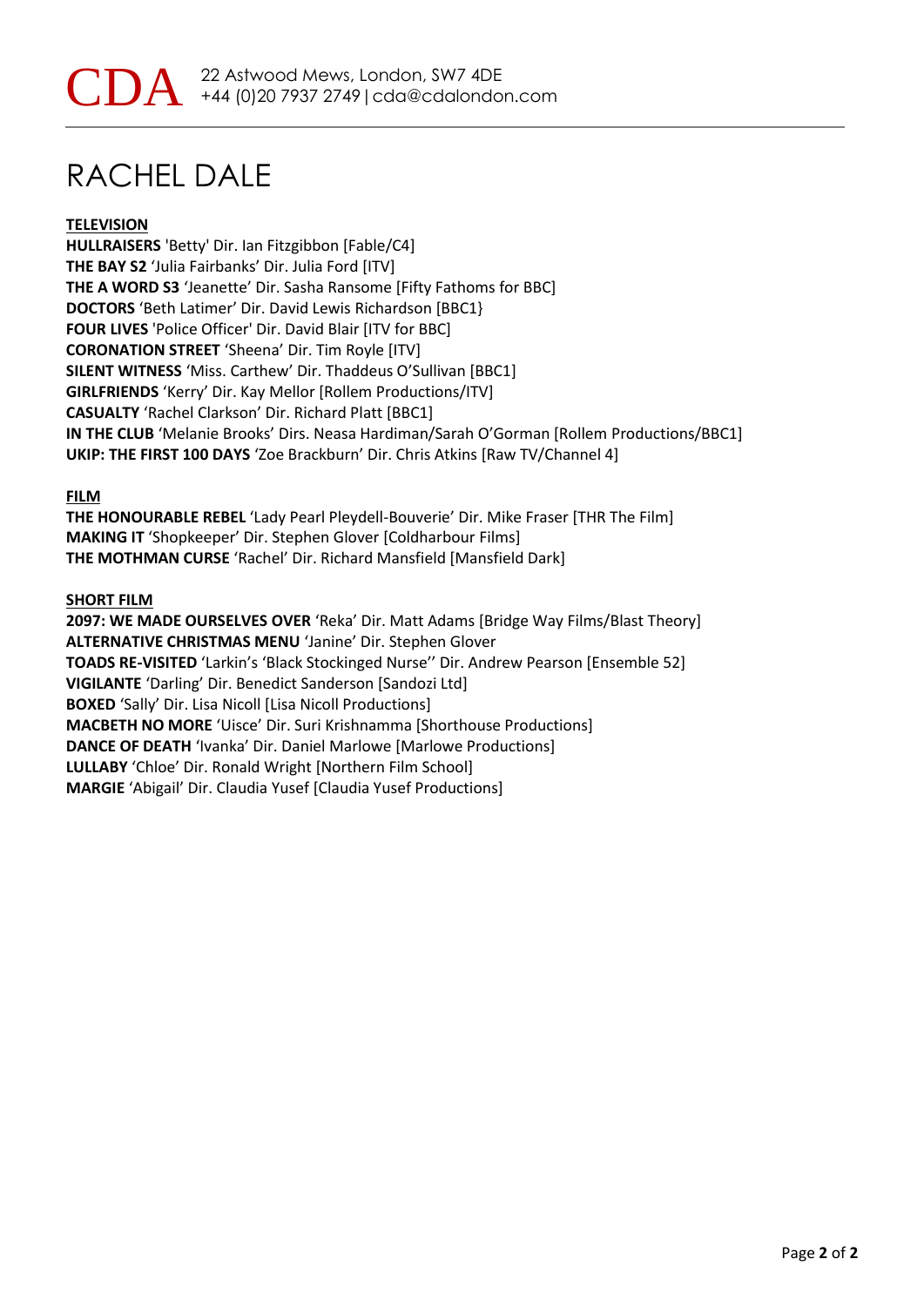CDA 22 Astwood Mews, London, SW7 4DE
+44 (0)20 7937 2749 | cda@cdalondon.com

# RACHEL DALE

**TELEVISION**

**HULLRAISERS** 'Betty' Dir. Ian Fitzgibbon [Fable/C4]
**THE BAY S2** 'Julia Fairbanks' Dir. Julia Ford [ITV]
**THE A WORD S3** 'Jeanette' Dir. Sasha Ransome [Fifty Fathoms for BBC]
**DOCTORS** 'Beth Latimer' Dir. David Lewis Richardson [BBC1}
**FOUR LIVES** 'Police Officer' Dir. David Blair [ITV for BBC]
**CORONATION STREET** 'Sheena' Dir. Tim Royle [ITV]
**SILENT WITNESS** 'Miss. Carthew' Dir. Thaddeus O'Sullivan [BBC1]
**GIRLFRIENDS** 'Kerry' Dir. Kay Mellor [Rollem Productions/ITV]
**CASUALTY** 'Rachel Clarkson' Dir. Richard Platt [BBC1]
**IN THE CLUB** 'Melanie Brooks' Dirs. Neasa Hardiman/Sarah O'Gorman [Rollem Productions/BBC1]
**UKIP: THE FIRST 100 DAYS** 'Zoe Brackburn' Dir. Chris Atkins [Raw TV/Channel 4]

**FILM**

**THE HONOURABLE REBEL** 'Lady Pearl Pleydell-Bouverie' Dir. Mike Fraser [THR The Film]
**MAKING IT** 'Shopkeeper' Dir. Stephen Glover [Coldharbour Films]
**THE MOTHMAN CURSE** 'Rachel' Dir. Richard Mansfield [Mansfield Dark]

**SHORT FILM**

**2097: WE MADE OURSELVES OVER** 'Reka' Dir. Matt Adams [Bridge Way Films/Blast Theory]
**ALTERNATIVE CHRISTMAS MENU** 'Janine' Dir. Stephen Glover
**TOADS RE-VISITED** 'Larkin's 'Black Stockinged Nurse'' Dir. Andrew Pearson [Ensemble 52]
**VIGILANTE** 'Darling' Dir. Benedict Sanderson [Sandozi Ltd]
**BOXED** 'Sally' Dir. Lisa Nicoll [Lisa Nicoll Productions]
**MACBETH NO MORE** 'Uisce' Dir. Suri Krishnamma [Shorthouse Productions]
**DANCE OF DEATH** 'Ivanka' Dir. Daniel Marlowe [Marlowe Productions]
**LULLABY** 'Chloe' Dir. Ronald Wright [Northern Film School]
**MARGIE** 'Abigail' Dir. Claudia Yusef [Claudia Yusef Productions]